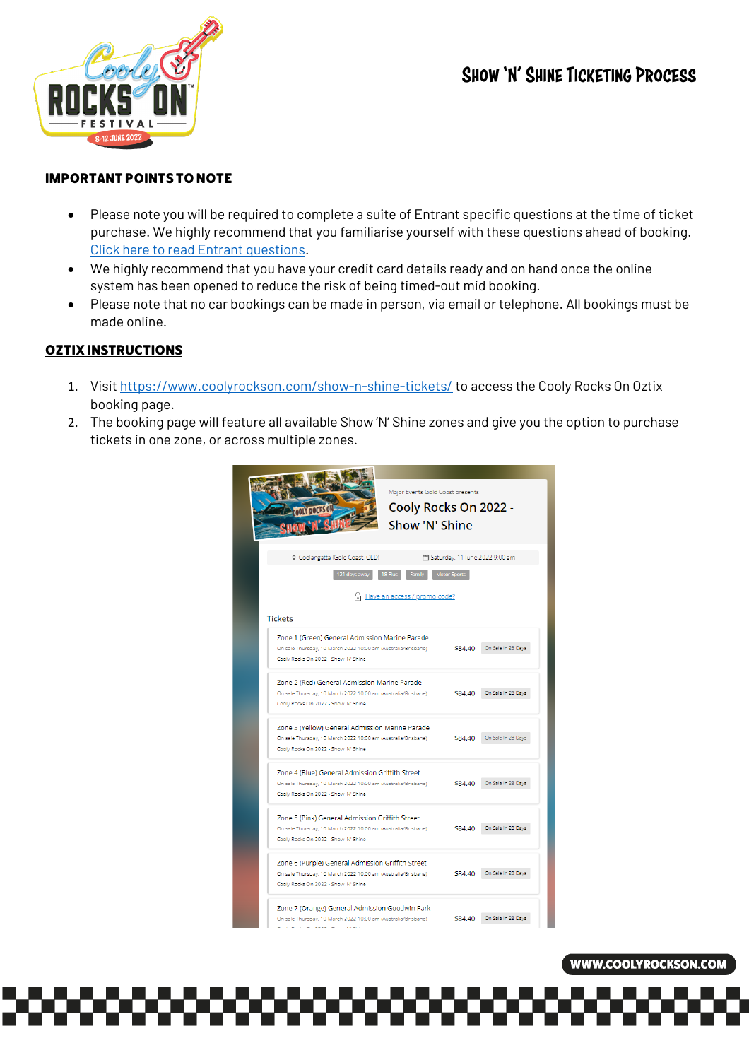# Show 'N' Shine Ticketing Process

## IMPORTANT POINTS TO NOTE

- Please note you will be required to complete a suite of Entrant specific questions at the time of ticket purchase. We highly recommend that you familiarise yourself with these questions ahead of booking. Click here to read Entrant questions.
- We highly recommend that you have your credit card details ready and on hand once the online system has been opened to reduce the risk of being timed-out mid booking.
- Please note that no car bookings can be made in person, via email or telephone. All bookings must be made online.

## OZTIX INSTRUCTIONS

1. Visit https://www.coolyrockson.com/show-n-shine-tickets/ to access the Cooly Rocks On Oztix booking page.
2. The booking page will feature all available Show 'N' Shine zones and give you the option to purchase tickets in one zone, or across multiple zones.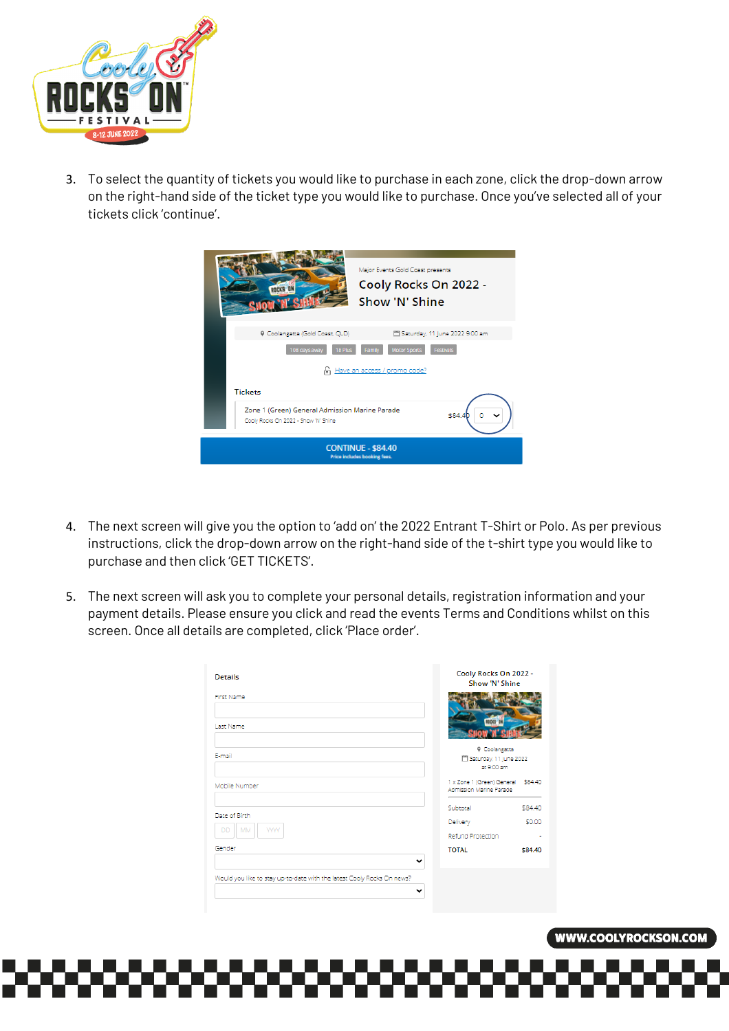3. To select the quantity of tickets you would like to purchase in each zone, click the drop-down arrow on the right-hand side of the ticket type you would like to purchase. Once you've selected all of your tickets click 'continue'.

4. The next screen will give you the option to 'add on' the 2022 Entrant T-Shirt or Polo. As per previous instructions, click the drop-down arrow on the right-hand side of the t-shirt type you would like to purchase and then click 'GET TICKETS'.

5. The next screen will ask you to complete your personal details, registration information and your payment details. Please ensure you click and read the events Terms and Conditions whilst on this screen. Once all details are completed, click 'Place order'.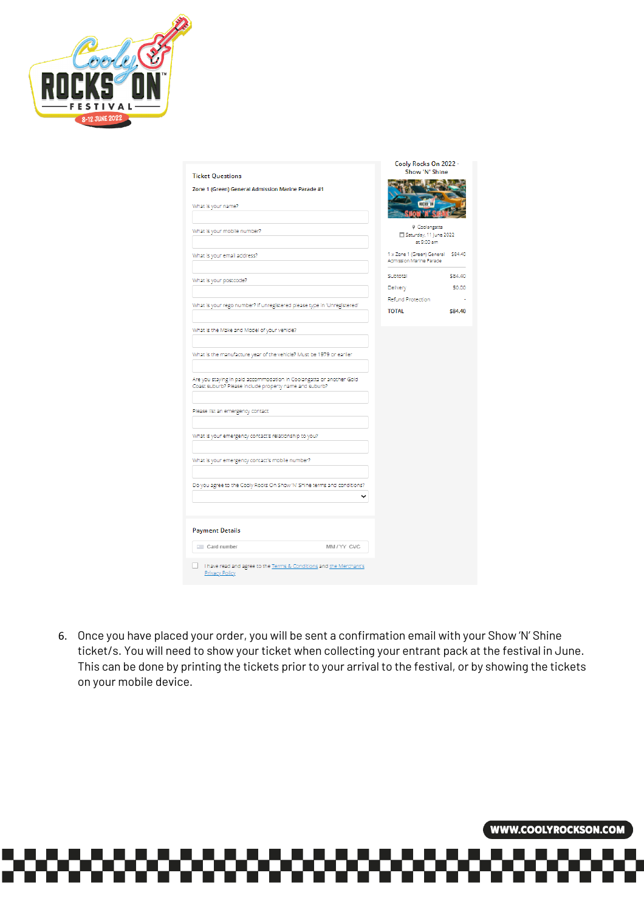Ticket Questions

Zone 1 (Green) General Admission Marine Parade #1

What is your name?

What is your mobile number?

What is your email address?

What is your postcode?

What is your rego number? If unregistered please type in 'Unregistered'

What is the Make and Model of your vehicle?

What is the manufacture year of the vehicle? Must be 1979 or earlier

Are you staying in paid accommodation in Coolangatta or another Gold Coast suburb? Please include property name and suburb?

Please list an emergency contact

What is your emergency contact's relationship to you?

What is your emergency contact's mobile number?

Do you agree to the Cooly Rocks On Show 'N' Shine terms and conditions?

Payment Details

Card number MM / YY CVC

I have read and agree to the Terms & Conditions and the Merchant's Privacy Policy

Cooly Rocks On 2022 - Show 'N' Shine

Coolangatta

Saturday, 11 June 2022 at 9:00 am

| | |
|---|---|
| 1 x Zone 1 (Green) General Admission Marine Parade | $84.40 |
| Subtotal | $84.40 |
| Delivery | $0.00 |
| Refund Protection | - |
| TOTAL | $84.40 |

6. Once you have placed your order, you will be sent a confirmation email with your Show 'N' Shine ticket/s. You will need to show your ticket when collecting your entrant pack at the festival in June. This can be done by printing the tickets prior to your arrival to the festival, or by showing the tickets on your mobile device.